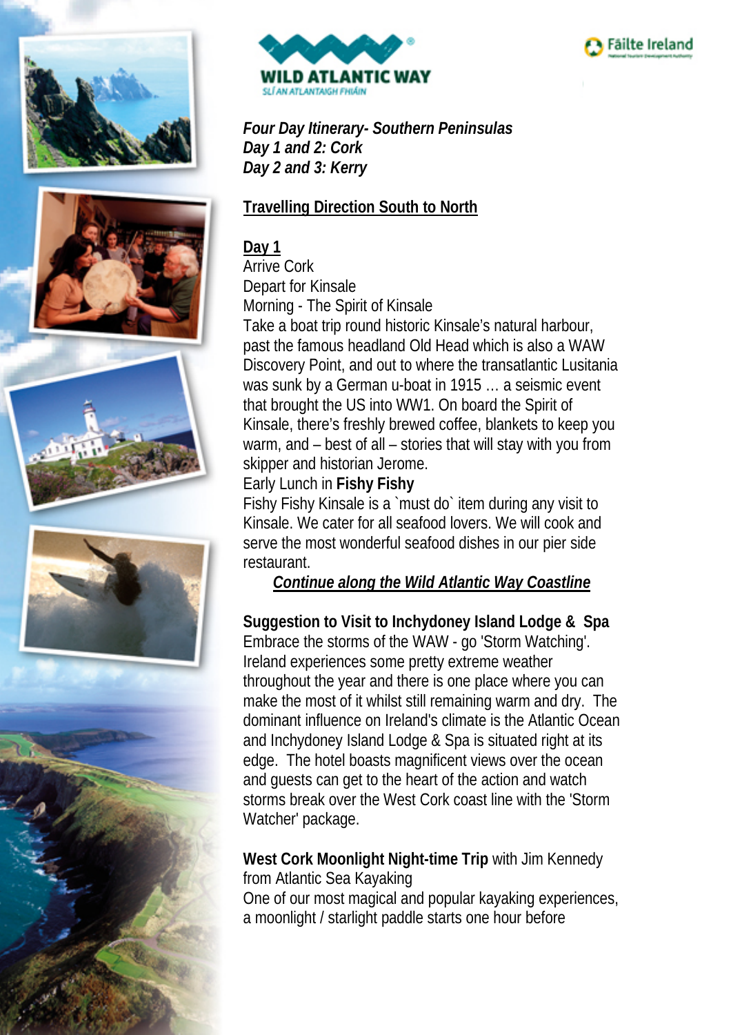WILD ATLANTIC WAY

SLÍ AN ATLANTAIGH FHIÁIN

Fáilte Ireland

***Four Day Itinerary- Southern Peninsulas***
***Day 1 and 2: Cork***
***Day 2 and 3: Kerry***

## Travelling Direction South to North

### Day 1

Arrive Cork
Depart for Kinsale
Morning - The Spirit of Kinsale
Take a boat trip round historic Kinsale's natural harbour, past the famous headland Old Head which is also a WAW Discovery Point, and out to where the transatlantic Lusitania was sunk by a German u-boat in 1915 … a seismic event that brought the US into WW1. On board the Spirit of Kinsale, there's freshly brewed coffee, blankets to keep you warm, and – best of all – stories that will stay with you from skipper and historian Jerome.
Early Lunch in **Fishy Fishy**
Fishy Fishy Kinsale is a `must do` item during any visit to Kinsale. We cater for all seafood lovers. We will cook and serve the most wonderful seafood dishes in our pier side restaurant.

***Continue along the Wild Atlantic Way Coastline***

**Suggestion to Visit to Inchydoney Island Lodge & Spa**
Embrace the storms of the WAW - go 'Storm Watching'. Ireland experiences some pretty extreme weather throughout the year and there is one place where you can make the most of it whilst still remaining warm and dry. The dominant influence on Ireland's climate is the Atlantic Ocean and Inchydoney Island Lodge & Spa is situated right at its edge. The hotel boasts magnificent views over the ocean and guests can get to the heart of the action and watch storms break over the West Cork coast line with the 'Storm Watcher' package.

**West Cork Moonlight Night-time Trip** with Jim Kennedy from Atlantic Sea Kayaking
One of our most magical and popular kayaking experiences, a moonlight / starlight paddle starts one hour before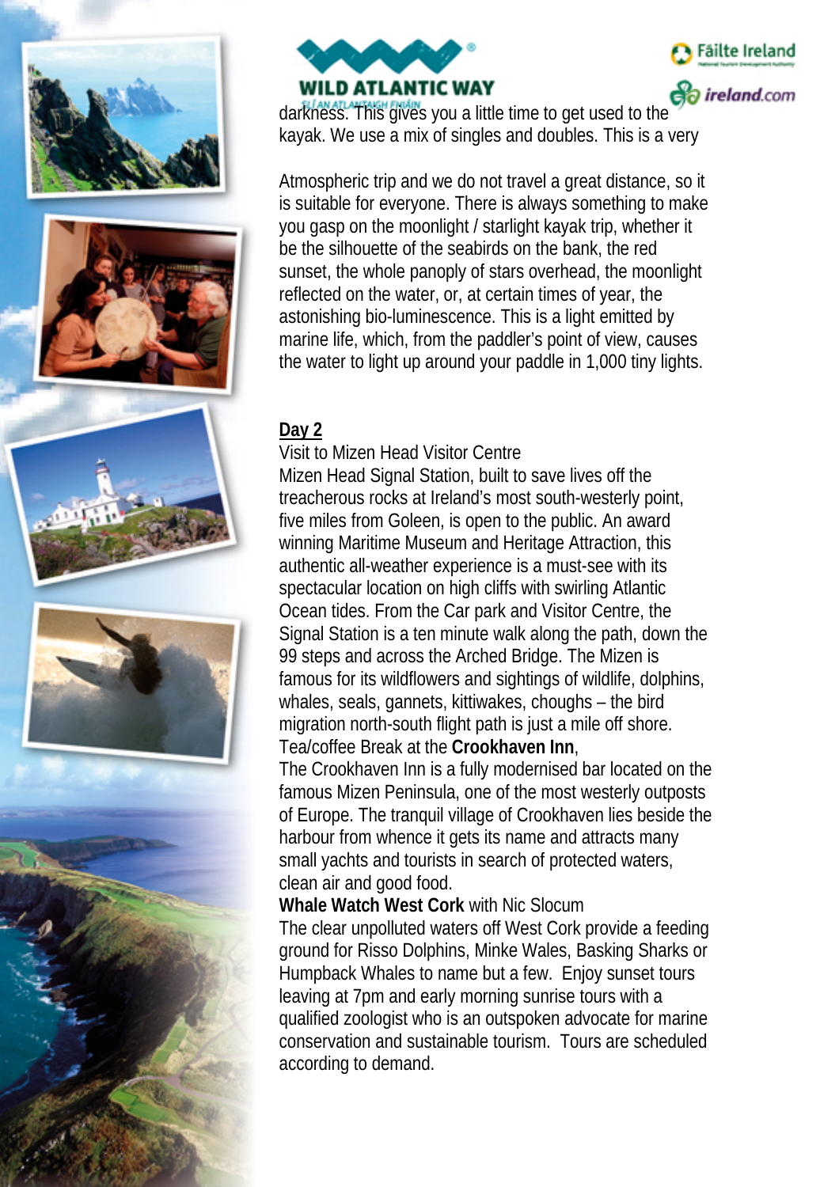darkness. This gives you a little time to get used to the kayak. We use a mix of singles and doubles. This is a very

Atmospheric trip and we do not travel a great distance, so it is suitable for everyone. There is always something to make you gasp on the moonlight / starlight kayak trip, whether it be the silhouette of the seabirds on the bank, the red sunset, the whole panoply of stars overhead, the moonlight reflected on the water, or, at certain times of year, the astonishing bio-luminescence. This is a light emitted by marine life, which, from the paddler's point of view, causes the water to light up around your paddle in 1,000 tiny lights.

## Day 2

Visit to Mizen Head Visitor Centre
Mizen Head Signal Station, built to save lives off the treacherous rocks at Ireland's most south-westerly point, five miles from Goleen, is open to the public. An award winning Maritime Museum and Heritage Attraction, this authentic all-weather experience is a must-see with its spectacular location on high cliffs with swirling Atlantic Ocean tides. From the Car park and Visitor Centre, the Signal Station is a ten minute walk along the path, down the 99 steps and across the Arched Bridge. The Mizen is famous for its wildflowers and sightings of wildlife, dolphins, whales, seals, gannets, kittiwakes, choughs – the bird migration north-south flight path is just a mile off shore.
Tea/coffee Break at the **Crookhaven Inn**,
The Crookhaven Inn is a fully modernised bar located on the famous Mizen Peninsula, one of the most westerly outposts of Europe. The tranquil village of Crookhaven lies beside the harbour from whence it gets its name and attracts many small yachts and tourists in search of protected waters, clean air and good food.
**Whale Watch West Cork** with Nic Slocum
The clear unpolluted waters off West Cork provide a feeding ground for Risso Dolphins, Minke Wales, Basking Sharks or Humpback Whales to name but a few. Enjoy sunset tours leaving at 7pm and early morning sunrise tours with a qualified zoologist who is an outspoken advocate for marine conservation and sustainable tourism. Tours are scheduled according to demand.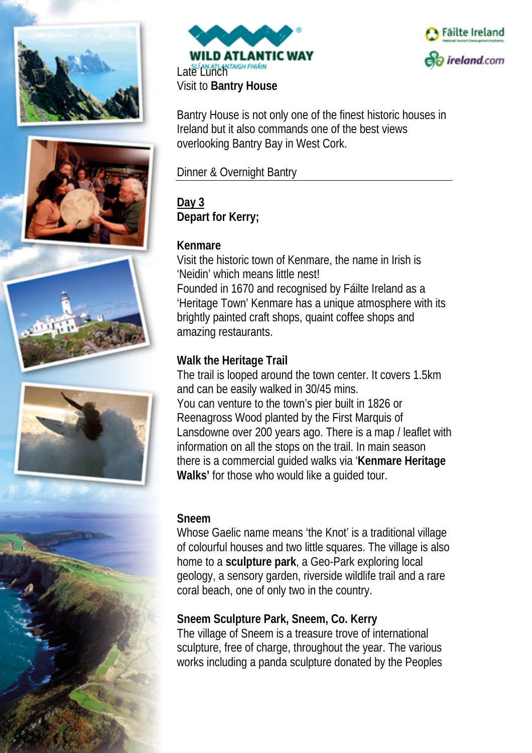Late Lunch
Visit to **Bantry House**

Bantry House is not only one of the finest historic houses in Ireland but it also commands one of the best views overlooking Bantry Bay in West Cork.

Dinner & Overnight Bantry

---

**Day 3**
**Depart for Kerry;**

**Kenmare**
Visit the historic town of Kenmare, the name in Irish is 'Neidin' which means little nest!
Founded in 1670 and recognised by Fáilte Ireland as a 'Heritage Town' Kenmare has a unique atmosphere with its brightly painted craft shops, quaint coffee shops and amazing restaurants.

**Walk the Heritage Trail**
The trail is looped around the town center. It covers 1.5km and can be easily walked in 30/45 mins.
You can venture to the town's pier built in 1826 or Reenagross Wood planted by the First Marquis of Lansdowne over 200 years ago. There is a map / leaflet with information on all the stops on the trail. In main season there is a commercial guided walks via '**Kenmare Heritage Walks'** for those who would like a guided tour.

**Sneem**
Whose Gaelic name means 'the Knot' is a traditional village of colourful houses and two little squares. The village is also home to a **sculpture park**, a Geo-Park exploring local geology, a sensory garden, riverside wildlife trail and a rare coral beach, one of only two in the country.

**Sneem Sculpture Park, Sneem, Co. Kerry**
The village of Sneem is a treasure trove of international sculpture, free of charge, throughout the year. The various works including a panda sculpture donated by the Peoples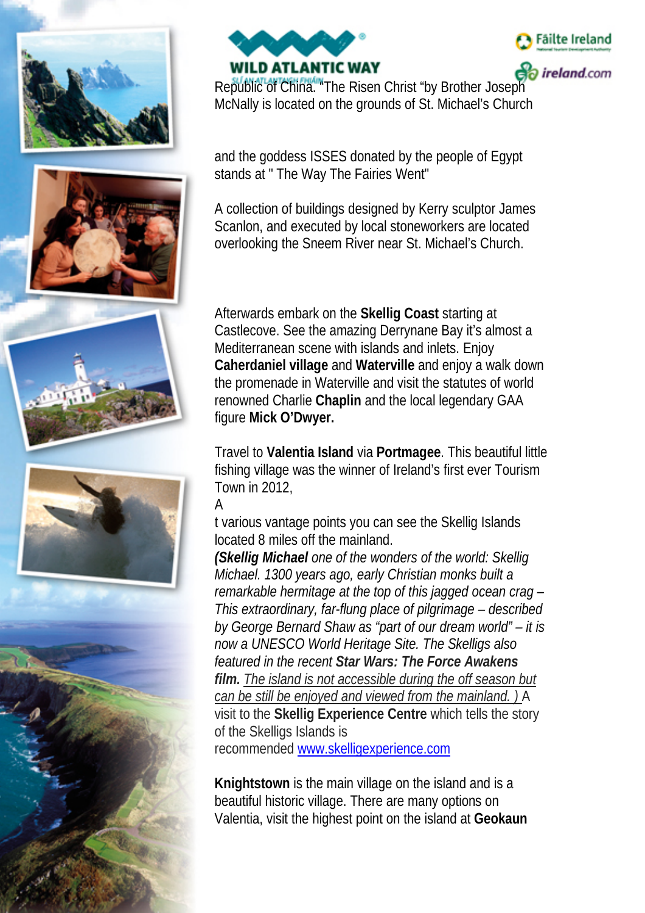Republic of China. "The Risen Christ "by Brother Joseph McNally is located on the grounds of St. Michael's Church

and the goddess ISSES donated by the people of Egypt stands at " The Way The Fairies Went"

A collection of buildings designed by Kerry sculptor James Scanlon, and executed by local stoneworkers are located overlooking the Sneem River near St. Michael's Church.

Afterwards embark on the **Skellig Coast** starting at Castlecove. See the amazing Derrynane Bay it's almost a Mediterranean scene with islands and inlets. Enjoy **Caherdaniel village** and **Waterville** and enjoy a walk down the promenade in Waterville and visit the statutes of world renowned Charlie **Chaplin** and the local legendary GAA figure **Mick O'Dwyer.**

Travel to **Valentia Island** via **Portmagee**. This beautiful little fishing village was the winner of Ireland's first ever Tourism Town in 2012,

A

t various vantage points you can see the Skellig Islands located 8 miles off the mainland.

***(Skellig Michael** one of the wonders of the world: Skellig Michael. 1300 years ago, early Christian monks built a remarkable hermitage at the top of this jagged ocean crag – This extraordinary, far-flung place of pilgrimage – described by George Bernard Shaw as "part of our dream world" – it is now a UNESCO World Heritage Site. The Skelligs also featured in the recent **Star Wars: The Force Awakens film.** The island is not accessible during the off season but can be still be enjoyed and viewed from the mainland. )* A visit to the **Skellig Experience Centre** which tells the story of the Skelligs Islands is recommended www.skelligexperience.com

**Knightstown** is the main village on the island and is a beautiful historic village. There are many options on Valentia, visit the highest point on the island at **Geokaun**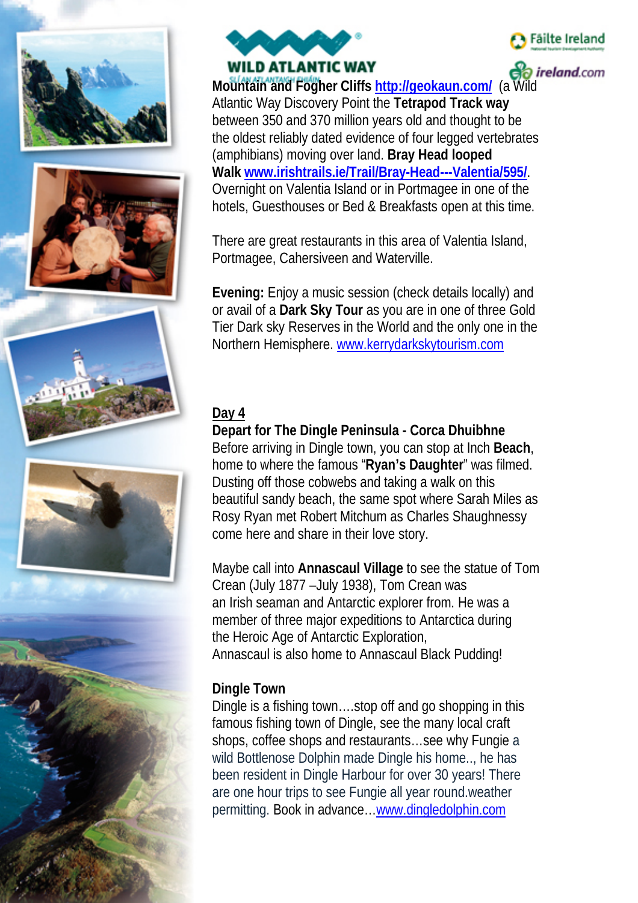**Mountain and Fogher Cliffs** **http://geokaun.com/** (a Wild Atlantic Way Discovery Point the **Tetrapod Track way** between 350 and 370 million years old and thought to be the oldest reliably dated evidence of four legged vertebrates (amphibians) moving over land. **Bray Head looped Walk** **www.irishtrails.ie/Trail/Bray-Head---Valentia/595/**. Overnight on Valentia Island or in Portmagee in one of the hotels, Guesthouses or Bed & Breakfasts open at this time.

There are great restaurants in this area of Valentia Island, Portmagee, Cahersiveen and Waterville.

**Evening:** Enjoy a music session (check details locally) and or avail of a **Dark Sky Tour** as you are in one of three Gold Tier Dark sky Reserves in the World and the only one in the Northern Hemisphere. www.kerrydarkskytourism.com

## Day 4

**Depart for The Dingle Peninsula - Corca Dhuibhne**

Before arriving in Dingle town, you can stop at Inch **Beach**, home to where the famous "**Ryan's Daughter**" was filmed. Dusting off those cobwebs and taking a walk on this beautiful sandy beach, the same spot where Sarah Miles as Rosy Ryan met Robert Mitchum as Charles Shaughnessy come here and share in their love story.

Maybe call into **Annascaul Village** to see the statue of Tom Crean (July 1877 –July 1938), Tom Crean was an Irish seaman and Antarctic explorer from. He was a member of three major expeditions to Antarctica during the Heroic Age of Antarctic Exploration, Annascaul is also home to Annascaul Black Pudding!

**Dingle Town**

Dingle is a fishing town….stop off and go shopping in this famous fishing town of Dingle, see the many local craft shops, coffee shops and restaurants…see why Fungie a wild Bottlenose Dolphin made Dingle his home.., he has been resident in Dingle Harbour for over 30 years! There are one hour trips to see Fungie all year round.weather permitting. Book in advance…www.dingledolphin.com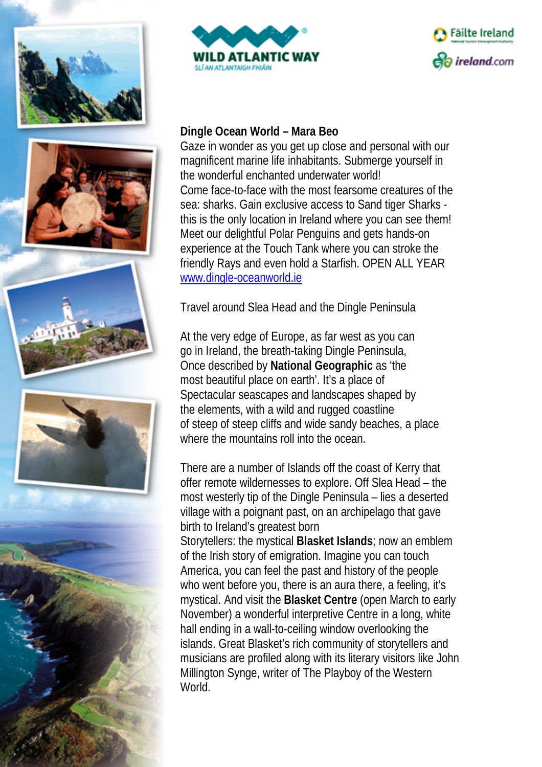**Dingle Ocean World – Mara Beo**

Gaze in wonder as you get up close and personal with our magnificent marine life inhabitants. Submerge yourself in the wonderful enchanted underwater world!
Come face-to-face with the most fearsome creatures of the sea: sharks. Gain exclusive access to Sand tiger Sharks - this is the only location in Ireland where you can see them! Meet our delightful Polar Penguins and gets hands-on experience at the Touch Tank where you can stroke the friendly Rays and even hold a Starfish. OPEN ALL YEAR
[www.dingle-oceanworld.ie](http://www.dingle-oceanworld.ie)

Travel around Slea Head and the Dingle Peninsula

At the very edge of Europe, as far west as you can go in Ireland, the breath-taking Dingle Peninsula, Once described by **National Geographic** as 'the most beautiful place on earth'. It's a place of Spectacular seascapes and landscapes shaped by the elements, with a wild and rugged coastline of steep of steep cliffs and wide sandy beaches, a place where the mountains roll into the ocean.

There are a number of Islands off the coast of Kerry that offer remote wildernesses to explore. Off Slea Head – the most westerly tip of the Dingle Peninsula – lies a deserted village with a poignant past, on an archipelago that gave birth to Ireland's greatest born
Storytellers: the mystical **Blasket Islands**; now an emblem of the Irish story of emigration. Imagine you can touch America, you can feel the past and history of the people who went before you, there is an aura there, a feeling, it's mystical. And visit the **Blasket Centre** (open March to early November) a wonderful interpretive Centre in a long, white hall ending in a wall-to-ceiling window overlooking the islands. Great Blasket's rich community of storytellers and musicians are profiled along with its literary visitors like John Millington Synge, writer of The Playboy of the Western World.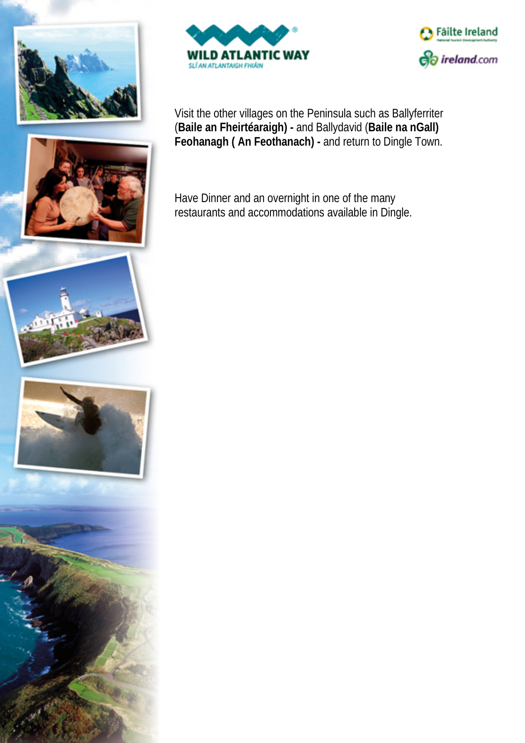Visit the other villages on the Peninsula such as Ballyferriter (**Baile an Fheirtéaraigh) -** and Ballydavid (**Baile na nGall) Feohanagh ( An Feothanach) -** and return to Dingle Town.

Have Dinner and an overnight in one of the many restaurants and accommodations available in Dingle.